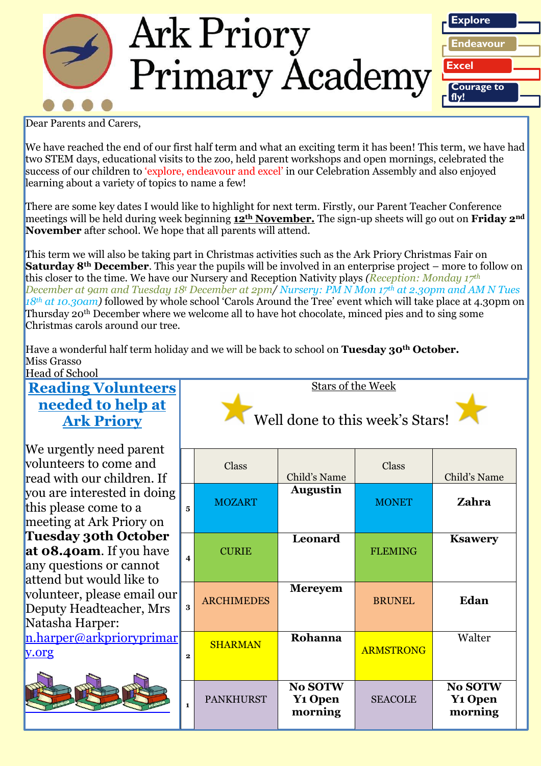# Ark Priory Primary Academy

**Explore** | **Endeavour** | **Excel** | **Courage to fly!**

Dear Parents and Carers,

We have reached the end of our first half term and what an exciting term it has been! This term, we have had two STEM days, educational visits to the zoo, held parent workshops and open mornings, celebrated the success of our children to 'explore, endeavour and excel' in our Celebration Assembly and also enjoyed learning about a variety of topics to name a few!

There are some key dates I would like to highlight for next term. Firstly, our Parent Teacher Conference meetings will be held during week beginning **12th November.** The sign-up sheets will go out on **Friday 2nd November** after school. We hope that all parents will attend.

This term we will also be taking part in Christmas activities such as the Ark Priory Christmas Fair on **Saturday 8th December**. This year the pupils will be involved in an enterprise project – more to follow on this closer to the time. We have our Nursery and Reception Nativity plays *(Reception: Monday 17th December at 9am and Tuesday 18t December at 2pm/ Nursery: PM N Mon 17th at 2.30pm and AM N Tues 18th at 10.30am)* followed by whole school 'Carols Around the Tree' event which will take place at 4.30pm on Thursday 20th December where we welcome all to have hot chocolate, minced pies and to sing some Christmas carols around our tree.

Have a wonderful half term holiday and we will be back to school on **Tuesday 30th October.**
Miss Grasso
Head of School

## Reading Volunteers needed to help at Ark Priory

We urgently need parent volunteers to come and read with our children. If you are interested in doing this please come to a meeting at Ark Priory on **Tuesday 30th October at 08.40am**. If you have any questions or cannot attend but would like to volunteer, please email our Deputy Headteacher, Mrs Natasha Harper: n.harper@arkprioryprimary.org

## Stars of the Week

Well done to this week's Stars!

| | Class | Child's Name | Class | Child's Name |
|---|---|---|---|---|
| 5 | MOZART | **Augustin** | MONET | **Zahra** |
| 4 | CURIE | **Leonard** | FLEMING | **Ksawery** |
| 3 | ARCHIMEDES | **Mereyem** | BRUNEL | **Edan** |
| 2 | SHARMAN | **Rohanna** | ARMSTRONG | Walter |
| 1 | PANKHURST | **No SOTW Y1 Open morning** | SEACOLE | **No SOTW Y1 Open morning** |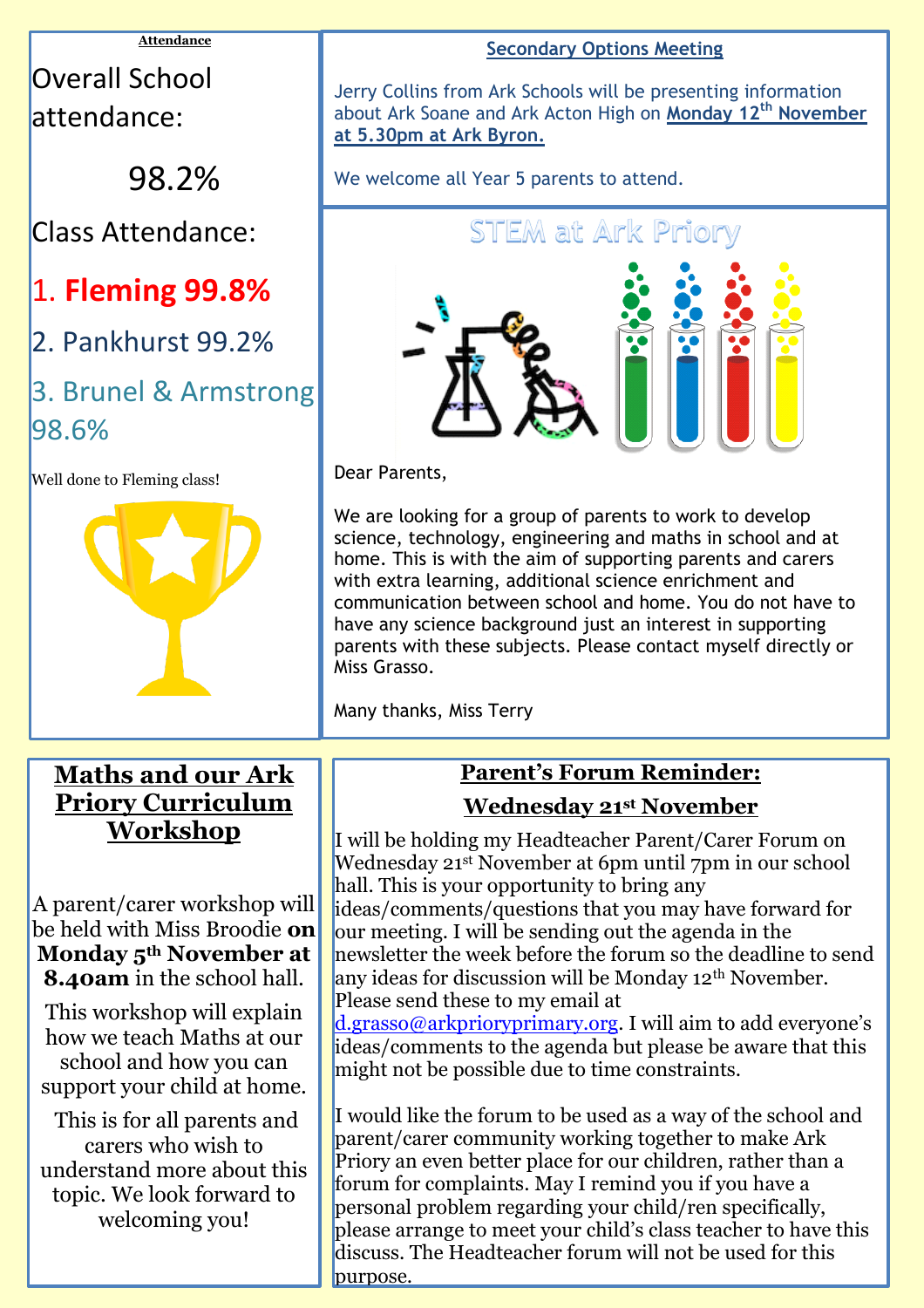### Attendance

Overall School attendance:

98.2%

Class Attendance:

1. **Fleming 99.8%**
2. Pankhurst 99.2%
3. Brunel & Armstrong 98.6%

Well done to Fleming class!

## Secondary Options Meeting

Jerry Collins from Ark Schools will be presenting information about Ark Soane and Ark Acton High on **Monday 12th November at 5.30pm at Ark Byron.**

We welcome all Year 5 parents to attend.

## STEM at Ark Priory

Dear Parents,

We are looking for a group of parents to work to develop science, technology, engineering and maths in school and at home. This is with the aim of supporting parents and carers with extra learning, additional science enrichment and communication between school and home. You do not have to have any science background just an interest in supporting parents with these subjects. Please contact myself directly or Miss Grasso.

Many thanks, Miss Terry

## Maths and our Ark Priory Curriculum Workshop

A parent/carer workshop will be held with Miss Broodie **on Monday 5th November at 8.40am** in the school hall.

This workshop will explain how we teach Maths at our school and how you can support your child at home.

This is for all parents and carers who wish to understand more about this topic. We look forward to welcoming you!

## Parent's Forum Reminder: Wednesday 21st November

I will be holding my Headteacher Parent/Carer Forum on Wednesday 21st November at 6pm until 7pm in our school hall. This is your opportunity to bring any ideas/comments/questions that you may have forward for our meeting. I will be sending out the agenda in the newsletter the week before the forum so the deadline to send any ideas for discussion will be Monday 12th November. Please send these to my email at d.grasso@arkprioryprimary.org. I will aim to add everyone's ideas/comments to the agenda but please be aware that this might not be possible due to time constraints.

I would like the forum to be used as a way of the school and parent/carer community working together to make Ark Priory an even better place for our children, rather than a forum for complaints. May I remind you if you have a personal problem regarding your child/ren specifically, please arrange to meet your child's class teacher to have this discuss. The Headteacher forum will not be used for this purpose.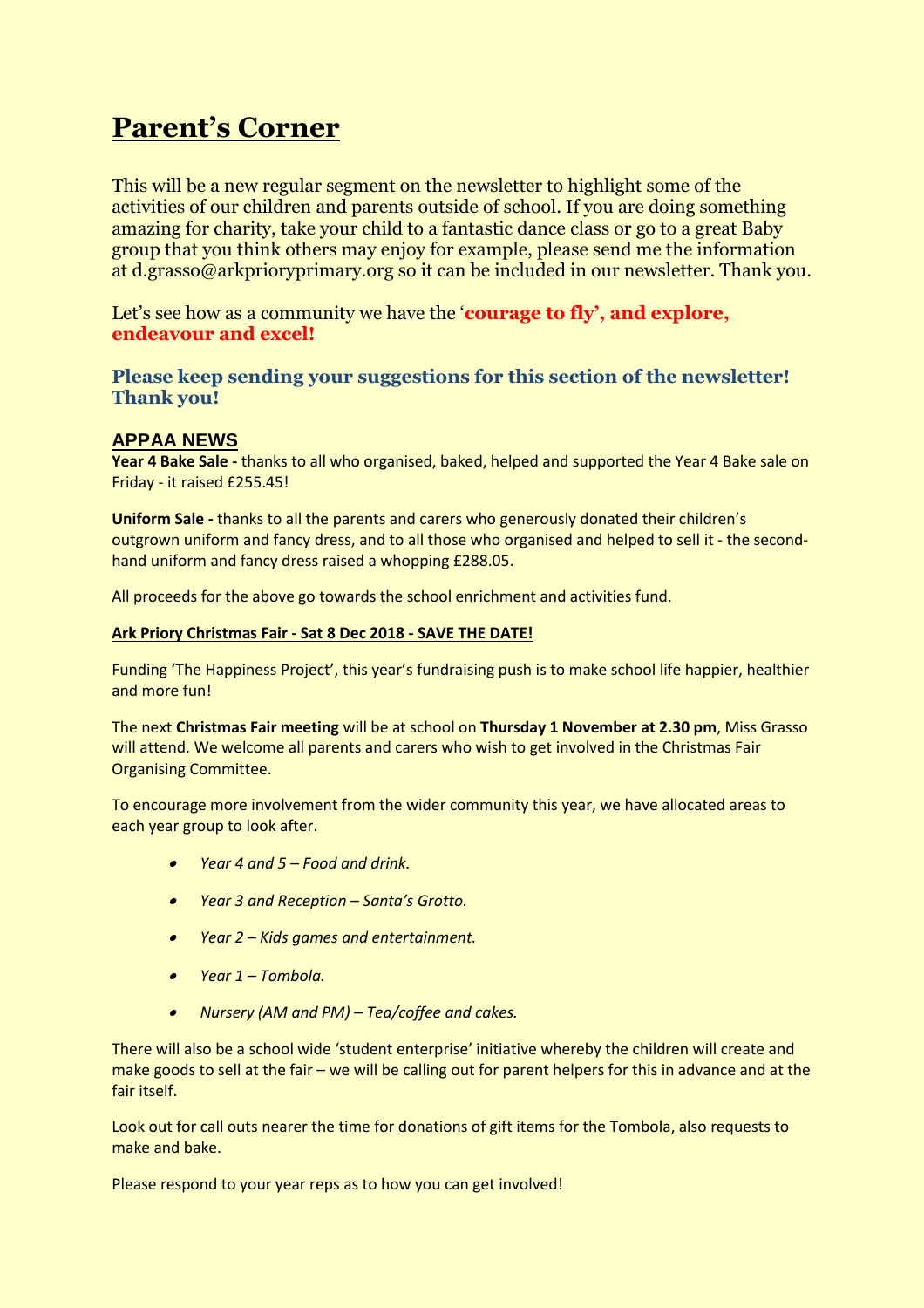# Parent's Corner

This will be a new regular segment on the newsletter to highlight some of the activities of our children and parents outside of school. If you are doing something amazing for charity, take your child to a fantastic dance class or go to a great Baby group that you think others may enjoy for example, please send me the information at d.grasso@arkprioryprimary.org so it can be included in our newsletter. Thank you.

Let's see how as a community we have the '**courage to fly', and explore, endeavour and excel!**

**Please keep sending your suggestions for this section of the newsletter! Thank you!**

## APPAA NEWS

**Year 4 Bake Sale -** thanks to all who organised, baked, helped and supported the Year 4 Bake sale on Friday - it raised £255.45!

**Uniform Sale -** thanks to all the parents and carers who generously donated their children's outgrown uniform and fancy dress, and to all those who organised and helped to sell it - the second-hand uniform and fancy dress raised a whopping £288.05.

All proceeds for the above go towards the school enrichment and activities fund.

**Ark Priory Christmas Fair - Sat 8 Dec 2018 - SAVE THE DATE!**

Funding 'The Happiness Project', this year's fundraising push is to make school life happier, healthier and more fun!

The next **Christmas Fair meeting** will be at school on **Thursday 1 November at 2.30 pm**, Miss Grasso will attend. We welcome all parents and carers who wish to get involved in the Christmas Fair Organising Committee.

To encourage more involvement from the wider community this year, we have allocated areas to each year group to look after.

- *Year 4 and 5 – Food and drink.*
- *Year 3 and Reception – Santa's Grotto.*
- *Year 2 – Kids games and entertainment.*
- *Year 1 – Tombola.*
- *Nursery (AM and PM) – Tea/coffee and cakes.*

There will also be a school wide 'student enterprise' initiative whereby the children will create and make goods to sell at the fair – we will be calling out for parent helpers for this in advance and at the fair itself.

Look out for call outs nearer the time for donations of gift items for the Tombola, also requests to make and bake.

Please respond to your year reps as to how you can get involved!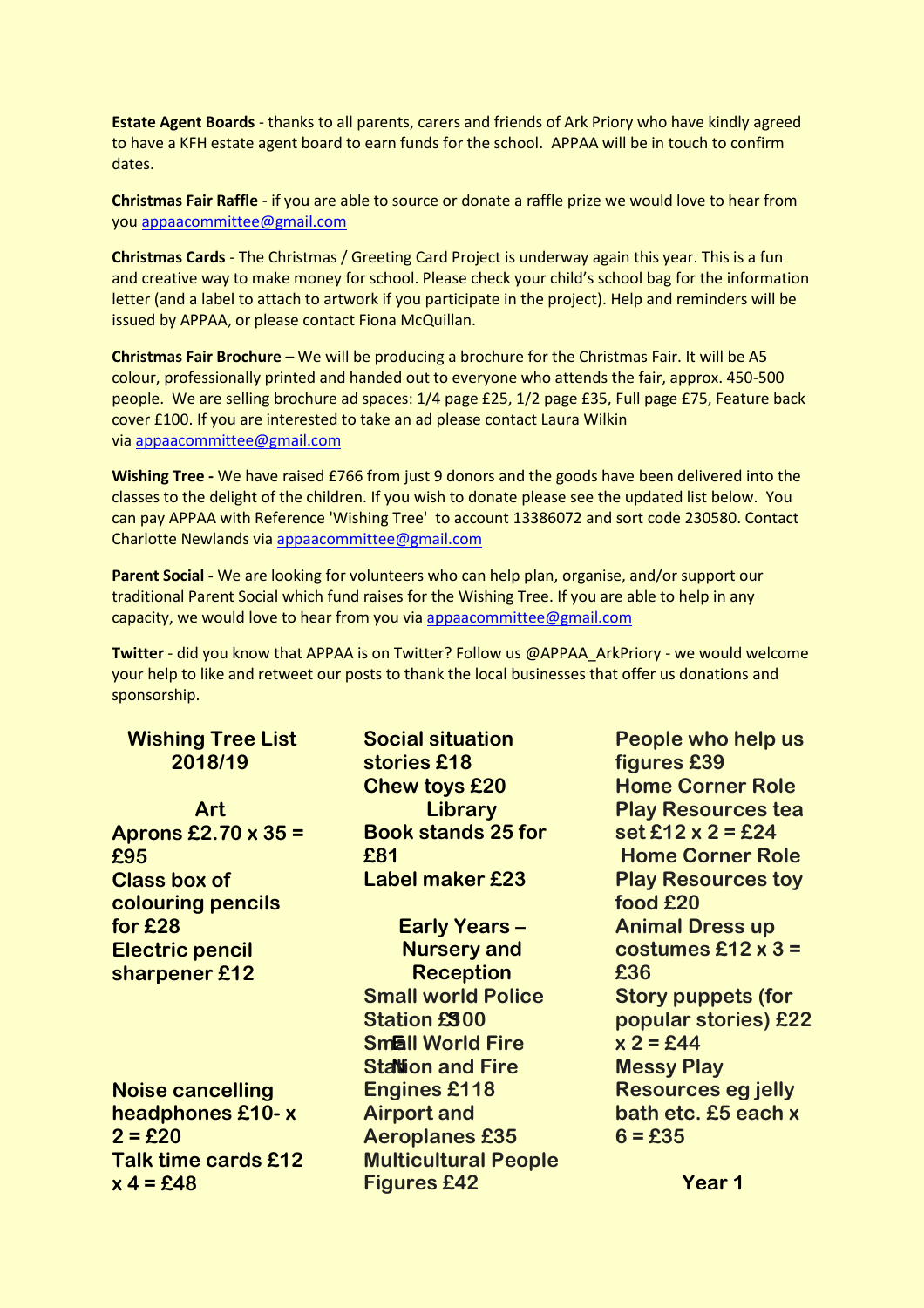**Estate Agent Boards** - thanks to all parents, carers and friends of Ark Priory who have kindly agreed to have a KFH estate agent board to earn funds for the school. APPAA will be in touch to confirm dates.

**Christmas Fair Raffle** - if you are able to source or donate a raffle prize we would love to hear from you appaacommittee@gmail.com

**Christmas Cards** - The Christmas / Greeting Card Project is underway again this year. This is a fun and creative way to make money for school. Please check your child's school bag for the information letter (and a label to attach to artwork if you participate in the project). Help and reminders will be issued by APPAA, or please contact Fiona McQuillan.

**Christmas Fair Brochure** – We will be producing a brochure for the Christmas Fair. It will be A5 colour, professionally printed and handed out to everyone who attends the fair, approx. 450-500 people. We are selling brochure ad spaces: 1/4 page £25, 1/2 page £35, Full page £75, Feature back cover £100. If you are interested to take an ad please contact Laura Wilkin via appaacommittee@gmail.com

**Wishing Tree -** We have raised £766 from just 9 donors and the goods have been delivered into the classes to the delight of the children. If you wish to donate please see the updated list below. You can pay APPAA with Reference 'Wishing Tree' to account 13386072 and sort code 230580. Contact Charlotte Newlands via appaacommittee@gmail.com

**Parent Social -** We are looking for volunteers who can help plan, organise, and/or support our traditional Parent Social which fund raises for the Wishing Tree. If you are able to help in any capacity, we would love to hear from you via appaacommittee@gmail.com

**Twitter** - did you know that APPAA is on Twitter? Follow us @APPAA_ArkPriory - we would welcome your help to like and retweet our posts to thank the local businesses that offer us donations and sponsorship.

## Wishing Tree List 2018/19

### Art

**Aprons £2.70 x 35 = £95**
**Class box of colouring pencils for £28**
**Electric pencil sharpener £12**

**Noise cancelling headphones £10- x 2 = £20**
**Talk time cards £12 x 4 = £48**
**Social situation stories £18**
**Chew toys £20**

### Library

**Book stands 25 for £81**
**Label maker £23**

### Early Years – Nursery and Reception

**Small world Police Station £300**
**Small World Fire Station and Fire Engines £118**
**Airport and Aeroplanes £35**
**Multicultural People Figures £42**
**People who help us figures £39**
**Home Corner Role Play Resources tea set £12 x 2 = £24**
**Home Corner Role Play Resources toy food £20**
**Animal Dress up costumes £12 x 3 = £36**
**Story puppets (for popular stories) £22 x 2 = £44**
**Messy Play Resources eg jelly bath etc. £5 each x 6 = £35**

### Year 1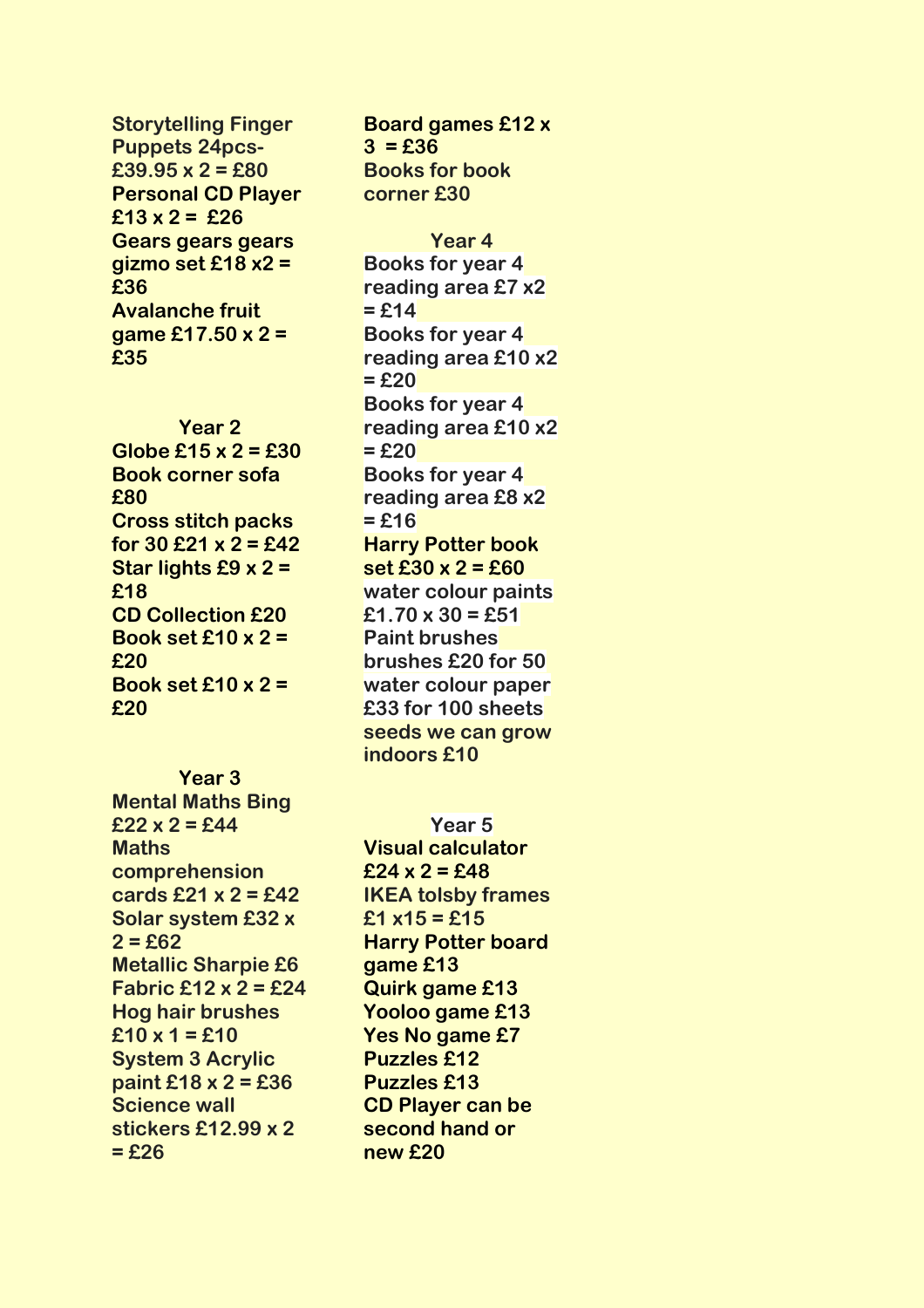Storytelling Finger Puppets 24pcs- £39.95 x 2 = £80
Personal CD Player £13 x 2 = £26
Gears gears gears gizmo set £18 x2 = £36
Avalanche fruit game £17.50 x 2 = £35

### Year 2

Globe £15 x 2 = £30
Book corner sofa £80
Cross stitch packs for 30 £21 x 2 = £42
Star lights £9 x 2 = £18
CD Collection £20
Book set £10 x 2 = £20
Book set £10 x 2 = £20

### Year 3

Mental Maths Bing £22 x 2 = £44
Maths comprehension cards £21 x 2 = £42
Solar system £32 x 2 = £62
Metallic Sharpie £6
Fabric £12 x 2 = £24
Hog hair brushes £10 x 1 = £10
System 3 Acrylic paint £18 x 2 = £36
Science wall stickers £12.99 x 2 = £26

Board games £12 x 3 = £36
Books for book corner £30

### Year 4

Books for year 4 reading area £7 x2 = £14
Books for year 4 reading area £10 x2 = £20
Books for year 4 reading area £10 x2 = £20
Books for year 4 reading area £8 x2 = £16
Harry Potter book set £30 x 2 = £60
water colour paints £1.70 x 30 = £51
Paint brushes brushes £20 for 50
water colour paper £33 for 100 sheets
seeds we can grow indoors £10

### Year 5

Visual calculator £24 x 2 = £48
IKEA tolsby frames £1 x15 = £15
Harry Potter board game £13
Quirk game £13
Yooloo game £13
Yes No game £7
Puzzles £12
Puzzles £13
CD Player can be second hand or new £20